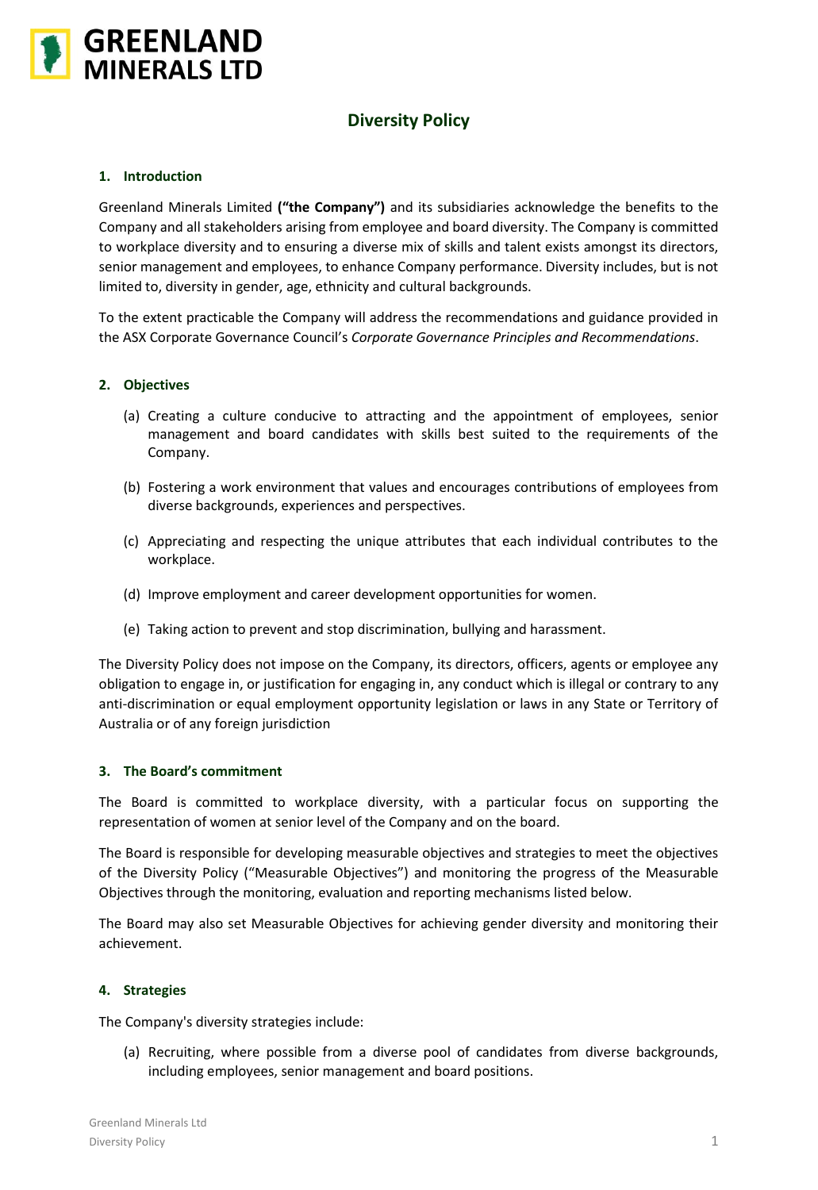# GREENLAND MINERALS LTD

## Diversity Policy

### 1. Introduction

Greenland Minerals Limited **("the Company")** and its subsidiaries acknowledge the benefits to the Company and all stakeholders arising from employee and board diversity. The Company is committed to workplace diversity and to ensuring a diverse mix of skills and talent exists amongst its directors, senior management and employees, to enhance Company performance. Diversity includes, but is not limited to, diversity in gender, age, ethnicity and cultural backgrounds.

To the extent practicable the Company will address the recommendations and guidance provided in the ASX Corporate Governance Council's *Corporate Governance Principles and Recommendations*.

### 2. Objectives

(a) Creating a culture conducive to attracting and the appointment of employees, senior management and board candidates with skills best suited to the requirements of the Company.

(b) Fostering a work environment that values and encourages contributions of employees from diverse backgrounds, experiences and perspectives.

(c) Appreciating and respecting the unique attributes that each individual contributes to the workplace.

(d) Improve employment and career development opportunities for women.

(e) Taking action to prevent and stop discrimination, bullying and harassment.

The Diversity Policy does not impose on the Company, its directors, officers, agents or employee any obligation to engage in, or justification for engaging in, any conduct which is illegal or contrary to any anti-discrimination or equal employment opportunity legislation or laws in any State or Territory of Australia or of any foreign jurisdiction

### 3. The Board's commitment

The Board is committed to workplace diversity, with a particular focus on supporting the representation of women at senior level of the Company and on the board.

The Board is responsible for developing measurable objectives and strategies to meet the objectives of the Diversity Policy ("Measurable Objectives") and monitoring the progress of the Measurable Objectives through the monitoring, evaluation and reporting mechanisms listed below.

The Board may also set Measurable Objectives for achieving gender diversity and monitoring their achievement.

### 4. Strategies

The Company's diversity strategies include:

(a) Recruiting, where possible from a diverse pool of candidates from diverse backgrounds, including employees, senior management and board positions.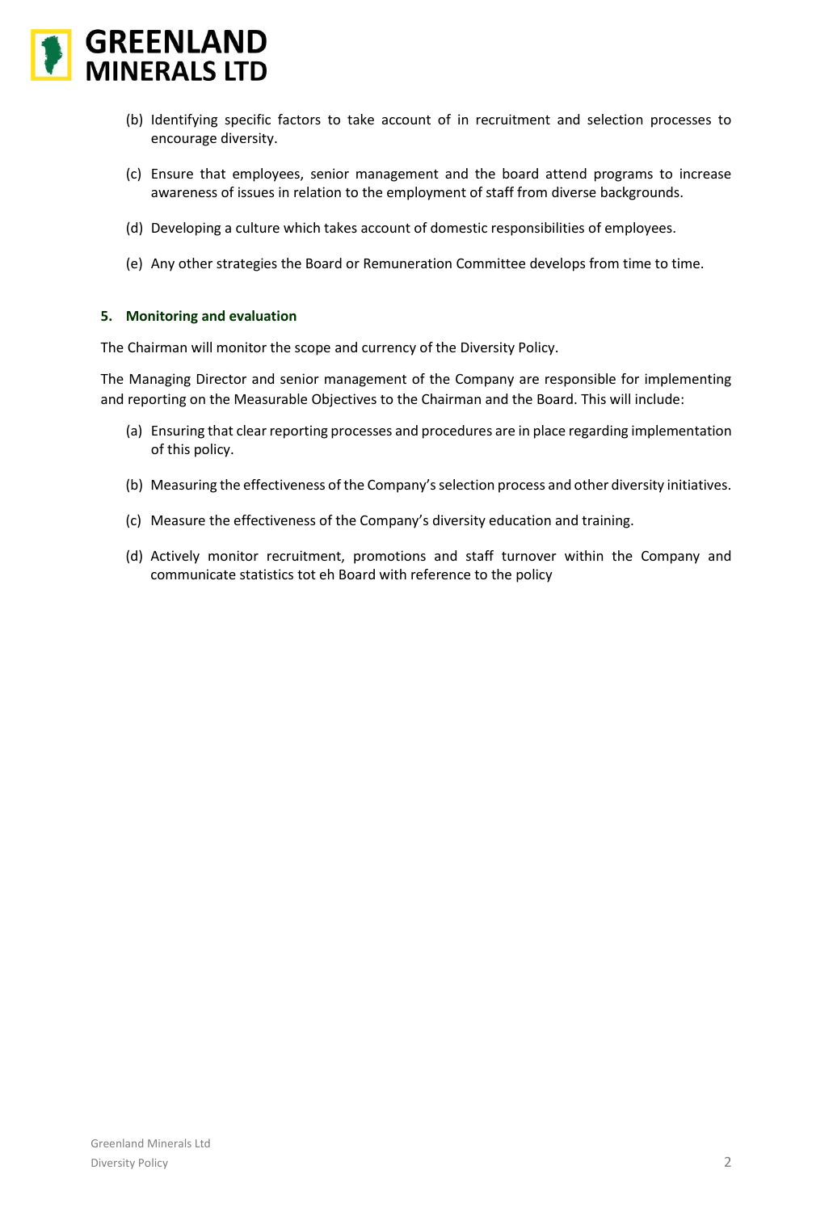(b) Identifying specific factors to take account of in recruitment and selection processes to encourage diversity.

(c) Ensure that employees, senior management and the board attend programs to increase awareness of issues in relation to the employment of staff from diverse backgrounds.

(d) Developing a culture which takes account of domestic responsibilities of employees.

(e) Any other strategies the Board or Remuneration Committee develops from time to time.

### 5. Monitoring and evaluation

The Chairman will monitor the scope and currency of the Diversity Policy.

The Managing Director and senior management of the Company are responsible for implementing and reporting on the Measurable Objectives to the Chairman and the Board. This will include:

(a) Ensuring that clear reporting processes and procedures are in place regarding implementation of this policy.

(b) Measuring the effectiveness of the Company's selection process and other diversity initiatives.

(c) Measure the effectiveness of the Company's diversity education and training.

(d) Actively monitor recruitment, promotions and staff turnover within the Company and communicate statistics tot eh Board with reference to the policy